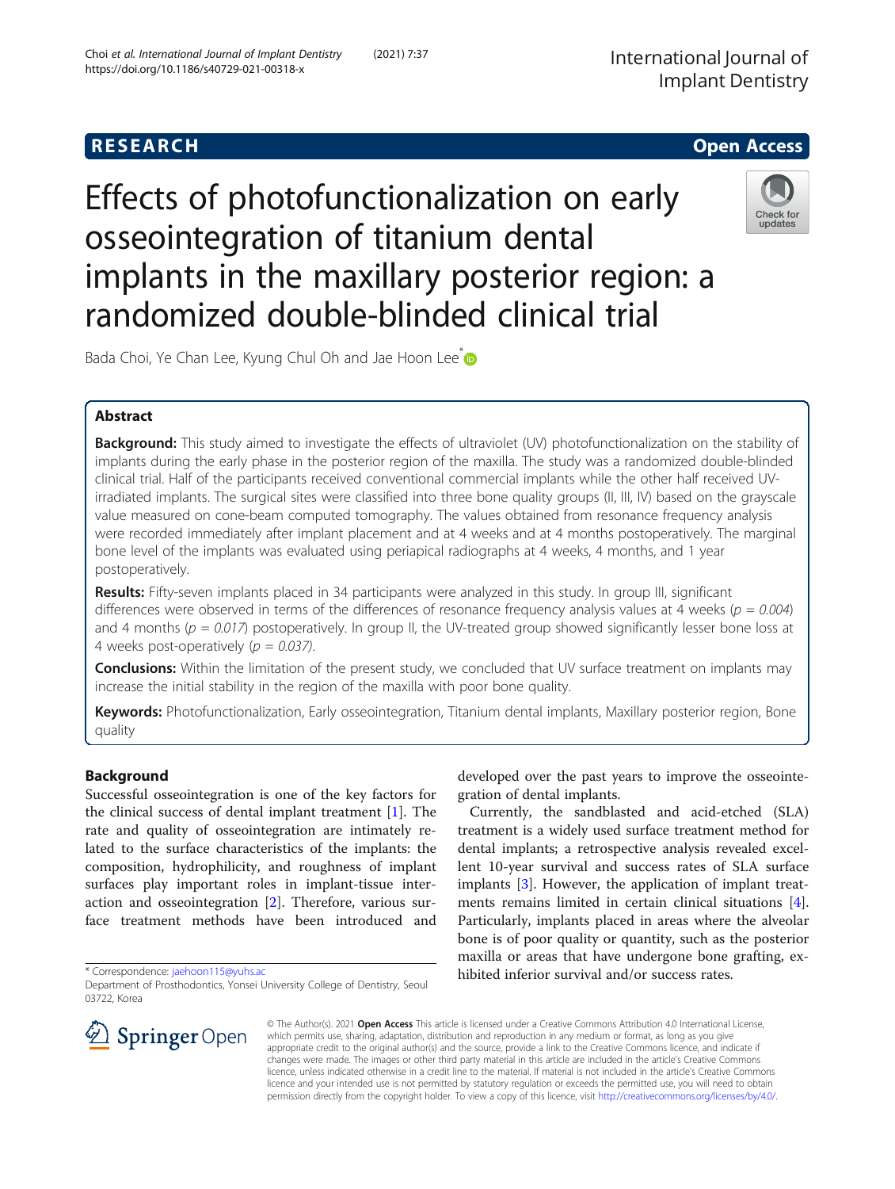**RESEARCH** **Open Access**

# Effects of photofunctionalization on early osseointegration of titanium dental implants in the maxillary posterior region: a randomized double-blinded clinical trial

Bada Choi, Ye Chan Lee, Kyung Chul Oh and Jae Hoon Lee*

## Abstract

**Background:** This study aimed to investigate the effects of ultraviolet (UV) photofunctionalization on the stability of implants during the early phase in the posterior region of the maxilla. The study was a randomized double-blinded clinical trial. Half of the participants received conventional commercial implants while the other half received UV-irradiated implants. The surgical sites were classified into three bone quality groups (II, III, IV) based on the grayscale value measured on cone-beam computed tomography. The values obtained from resonance frequency analysis were recorded immediately after implant placement and at 4 weeks and at 4 months postoperatively. The marginal bone level of the implants was evaluated using periapical radiographs at 4 weeks, 4 months, and 1 year postoperatively.

**Results:** Fifty-seven implants placed in 34 participants were analyzed in this study. In group III, significant differences were observed in terms of the differences of resonance frequency analysis values at 4 weeks ($p = 0.004$) and 4 months ($p = 0.017$) postoperatively. In group II, the UV-treated group showed significantly lesser bone loss at 4 weeks post-operatively ($p = 0.037$).

**Conclusions:** Within the limitation of the present study, we concluded that UV surface treatment on implants may increase the initial stability in the region of the maxilla with poor bone quality.

**Keywords:** Photofunctionalization, Early osseointegration, Titanium dental implants, Maxillary posterior region, Bone quality

## Background

Successful osseointegration is one of the key factors for the clinical success of dental implant treatment [1]. The rate and quality of osseointegration are intimately related to the surface characteristics of the implants: the composition, hydrophilicity, and roughness of implant surfaces play important roles in implant-tissue interaction and osseointegration [2]. Therefore, various surface treatment methods have been introduced and developed over the past years to improve the osseointegration of dental implants.

Currently, the sandblasted and acid-etched (SLA) treatment is a widely used surface treatment method for dental implants; a retrospective analysis revealed excellent 10-year survival and success rates of SLA surface implants [3]. However, the application of implant treatments remains limited in certain clinical situations [4]. Particularly, implants placed in areas where the alveolar bone is of poor quality or quantity, such as the posterior maxilla or areas that have undergone bone grafting, exhibited inferior survival and/or success rates.

\* Correspondence: jaehoon115@yuhs.ac
Department of Prosthodontics, Yonsei University College of Dentistry, Seoul 03722, Korea

© The Author(s). 2021 **Open Access** This article is licensed under a Creative Commons Attribution 4.0 International License, which permits use, sharing, adaptation, distribution and reproduction in any medium or format, as long as you give appropriate credit to the original author(s) and the source, provide a link to the Creative Commons licence, and indicate if changes were made. The images or other third party material in this article are included in the article's Creative Commons licence, unless indicated otherwise in a credit line to the material. If material is not included in the article's Creative Commons licence and your intended use is not permitted by statutory regulation or exceeds the permitted use, you will need to obtain permission directly from the copyright holder. To view a copy of this licence, visit http://creativecommons.org/licenses/by/4.0/.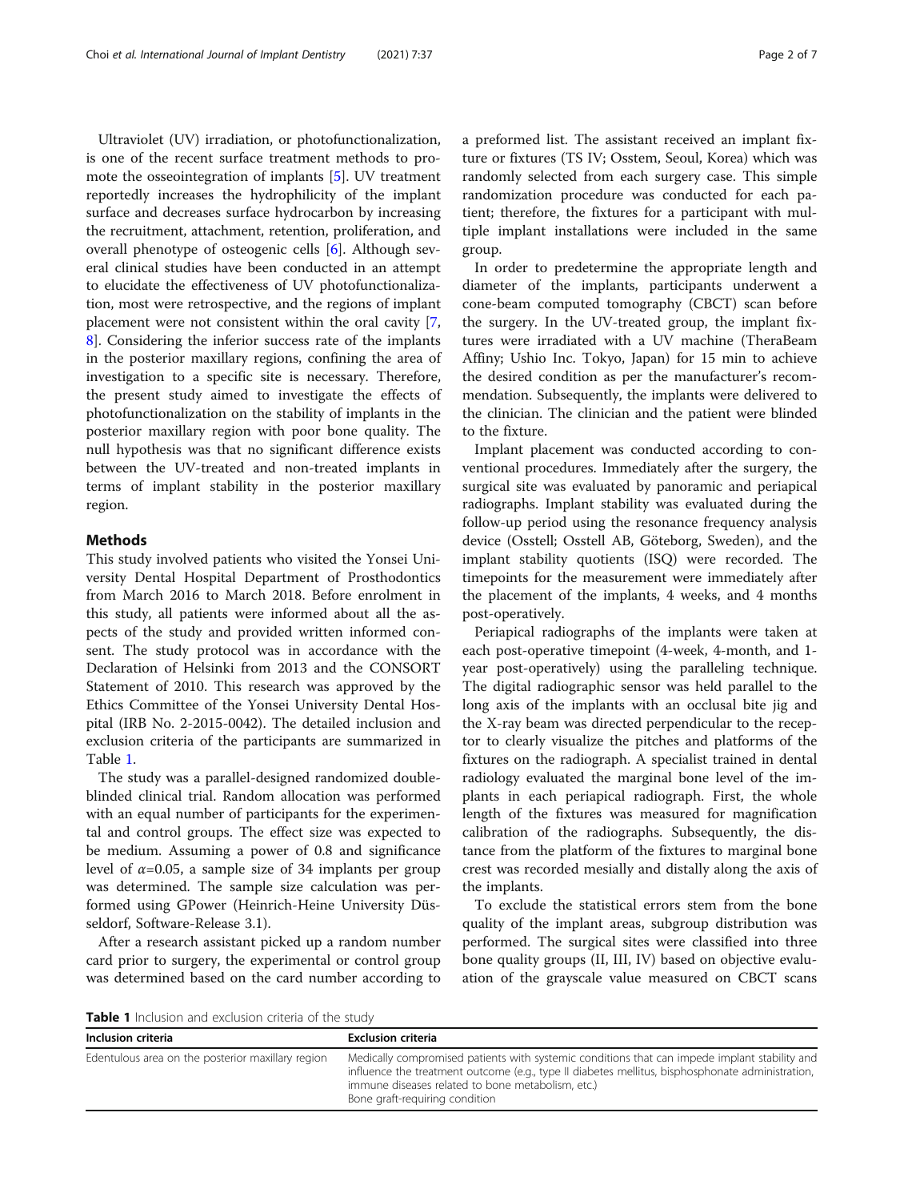Ultraviolet (UV) irradiation, or photofunctionalization, is one of the recent surface treatment methods to promote the osseointegration of implants [5]. UV treatment reportedly increases the hydrophilicity of the implant surface and decreases surface hydrocarbon by increasing the recruitment, attachment, retention, proliferation, and overall phenotype of osteogenic cells [6]. Although several clinical studies have been conducted in an attempt to elucidate the effectiveness of UV photofunctionalization, most were retrospective, and the regions of implant placement were not consistent within the oral cavity [7, 8]. Considering the inferior success rate of the implants in the posterior maxillary regions, confining the area of investigation to a specific site is necessary. Therefore, the present study aimed to investigate the effects of photofunctionalization on the stability of implants in the posterior maxillary region with poor bone quality. The null hypothesis was that no significant difference exists between the UV-treated and non-treated implants in terms of implant stability in the posterior maxillary region.

## Methods

This study involved patients who visited the Yonsei University Dental Hospital Department of Prosthodontics from March 2016 to March 2018. Before enrolment in this study, all patients were informed about all the aspects of the study and provided written informed consent. The study protocol was in accordance with the Declaration of Helsinki from 2013 and the CONSORT Statement of 2010. This research was approved by the Ethics Committee of the Yonsei University Dental Hospital (IRB No. 2-2015-0042). The detailed inclusion and exclusion criteria of the participants are summarized in Table 1.

The study was a parallel-designed randomized double-blinded clinical trial. Random allocation was performed with an equal number of participants for the experimental and control groups. The effect size was expected to be medium. Assuming a power of 0.8 and significance level of $\alpha$=0.05, a sample size of 34 implants per group was determined. The sample size calculation was performed using GPower (Heinrich-Heine University Düsseldorf, Software-Release 3.1).

After a research assistant picked up a random number card prior to surgery, the experimental or control group was determined based on the card number according to a preformed list. The assistant received an implant fixture or fixtures (TS IV; Osstem, Seoul, Korea) which was randomly selected from each surgery case. This simple randomization procedure was conducted for each patient; therefore, the fixtures for a participant with multiple implant installations were included in the same group.

In order to predetermine the appropriate length and diameter of the implants, participants underwent a cone-beam computed tomography (CBCT) scan before the surgery. In the UV-treated group, the implant fixtures were irradiated with a UV machine (TheraBeam Affiny; Ushio Inc. Tokyo, Japan) for 15 min to achieve the desired condition as per the manufacturer's recommendation. Subsequently, the implants were delivered to the clinician. The clinician and the patient were blinded to the fixture.

Implant placement was conducted according to conventional procedures. Immediately after the surgery, the surgical site was evaluated by panoramic and periapical radiographs. Implant stability was evaluated during the follow-up period using the resonance frequency analysis device (Osstell; Osstell AB, Göteborg, Sweden), and the implant stability quotients (ISQ) were recorded. The timepoints for the measurement were immediately after the placement of the implants, 4 weeks, and 4 months post-operatively.

Periapical radiographs of the implants were taken at each post-operative timepoint (4-week, 4-month, and 1-year post-operatively) using the paralleling technique. The digital radiographic sensor was held parallel to the long axis of the implants with an occlusal bite jig and the X-ray beam was directed perpendicular to the receptor to clearly visualize the pitches and platforms of the fixtures on the radiograph. A specialist trained in dental radiology evaluated the marginal bone level of the implants in each periapical radiograph. First, the whole length of the fixtures was measured for magnification calibration of the radiographs. Subsequently, the distance from the platform of the fixtures to marginal bone crest was recorded mesially and distally along the axis of the implants.

To exclude the statistical errors stem from the bone quality of the implant areas, subgroup distribution was performed. The surgical sites were classified into three bone quality groups (II, III, IV) based on objective evaluation of the grayscale value measured on CBCT scans

**Table 1** Inclusion and exclusion criteria of the study

| Inclusion criteria | Exclusion criteria |
|---|---|
| Edentulous area on the posterior maxillary region | Medically compromised patients with systemic conditions that can impede implant stability and influence the treatment outcome (e.g., type II diabetes mellitus, bisphosphonate administration, immune diseases related to bone metabolism, etc.)<br>Bone graft-requiring condition |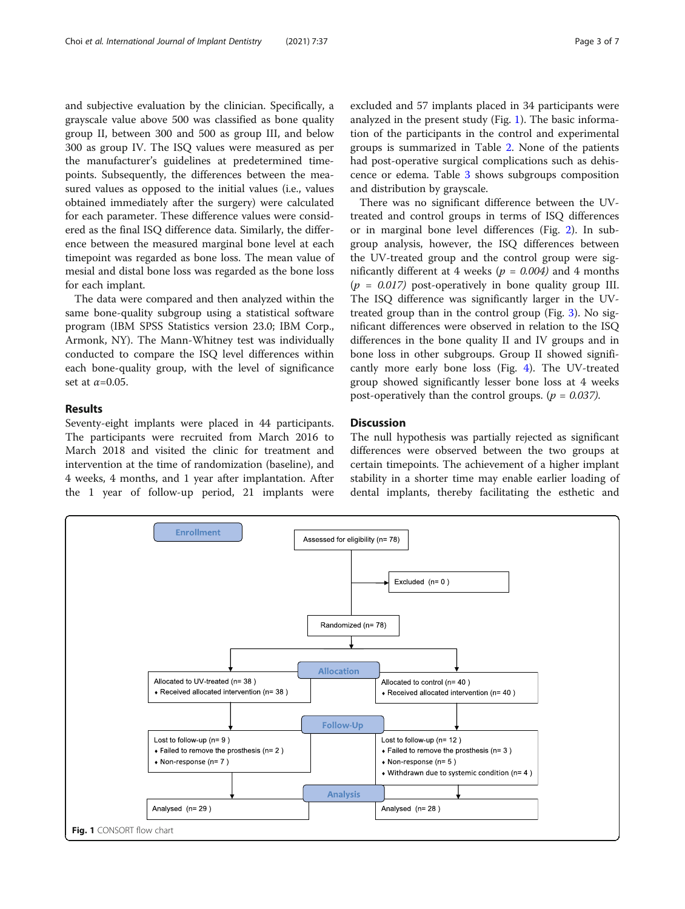and subjective evaluation by the clinician. Specifically, a grayscale value above 500 was classified as bone quality group II, between 300 and 500 as group III, and below 300 as group IV. The ISQ values were measured as per the manufacturer's guidelines at predetermined timepoints. Subsequently, the differences between the measured values as opposed to the initial values (i.e., values obtained immediately after the surgery) were calculated for each parameter. These difference values were considered as the final ISQ difference data. Similarly, the difference between the measured marginal bone level at each timepoint was regarded as bone loss. The mean value of mesial and distal bone loss was regarded as the bone loss for each implant.

The data were compared and then analyzed within the same bone-quality subgroup using a statistical software program (IBM SPSS Statistics version 23.0; IBM Corp., Armonk, NY). The Mann-Whitney test was individually conducted to compare the ISQ level differences within each bone-quality group, with the level of significance set at $\alpha$=0.05.

## Results

Seventy-eight implants were placed in 44 participants. The participants were recruited from March 2016 to March 2018 and visited the clinic for treatment and intervention at the time of randomization (baseline), and 4 weeks, 4 months, and 1 year after implantation. After the 1 year of follow-up period, 21 implants were excluded and 57 implants placed in 34 participants were analyzed in the present study (Fig. 1). The basic information of the participants in the control and experimental groups is summarized in Table 2. None of the patients had post-operative surgical complications such as dehiscence or edema. Table 3 shows subgroups composition and distribution by grayscale.

There was no significant difference between the UV-treated and control groups in terms of ISQ differences or in marginal bone level differences (Fig. 2). In subgroup analysis, however, the ISQ differences between the UV-treated group and the control group were significantly different at 4 weeks ($p$ = *0.004)* and 4 months ($p$ = *0.017)* post-operatively in bone quality group III. The ISQ difference was significantly larger in the UV-treated group than in the control group (Fig. 3). No significant differences were observed in relation to the ISQ differences in the bone quality II and IV groups and in bone loss in other subgroups. Group II showed significantly more early bone loss (Fig. 4). The UV-treated group showed significantly lesser bone loss at 4 weeks post-operatively than the control groups. ($p$ = *0.037).*

## Discussion

The null hypothesis was partially rejected as significant differences were observed between the two groups at certain timepoints. The achievement of a higher implant stability in a shorter time may enable earlier loading of dental implants, thereby facilitating the esthetic and

**Enrollment**

Assessed for eligibility (n= 78)

Excluded (n= 0 )

Randomized (n= 78)

**Allocation**

| Allocated to UV-treated (n= 38 ) | Allocated to control (n= 40 ) |
|---|---|
| ♦ Received allocated intervention (n= 38 ) | ♦ Received allocated intervention (n= 40 ) |

**Follow-Up**

| Lost to follow-up (n= 9 ) | Lost to follow-up (n= 12 ) |
|---|---|
| ♦ Failed to remove the prosthesis (n= 2 ) | ♦ Failed to remove the prosthesis (n= 3 ) |
| ♦ Non-response (n= 7 ) | ♦ Non-response (n= 5 ) |
| | ♦ Withdrawn due to systemic condition (n= 4 ) |

**Analysis**

| Analysed (n= 29 ) | Analysed (n= 28 ) |
|---|---|

**Fig. 1** CONSORT flow chart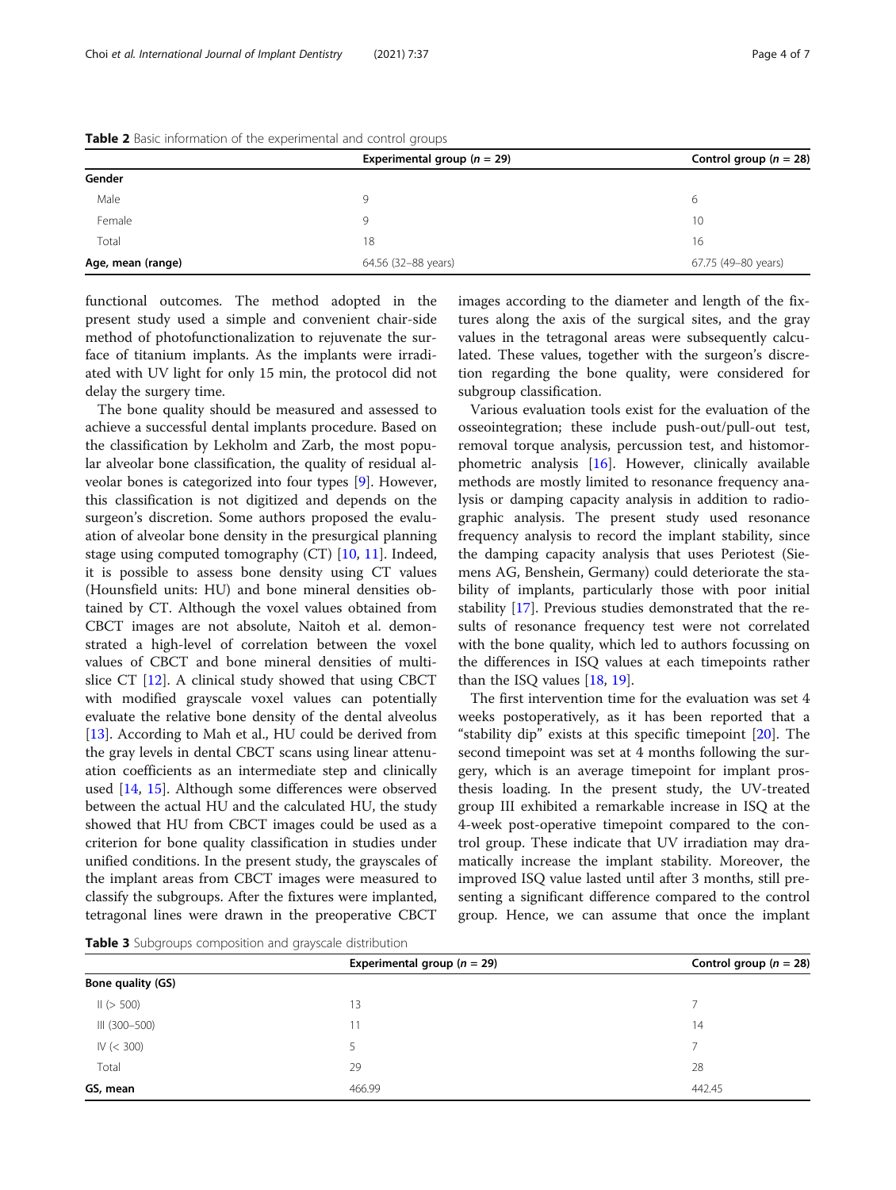**Table 2** Basic information of the experimental and control groups

| | Experimental group ($n$ = 29) | Control group ($n$ = 28) |
|---|---|---|
| **Gender** | | |
| Male | 9 | 6 |
| Female | 9 | 10 |
| Total | 18 | 16 |
| **Age, mean (range)** | 64.56 (32–88 years) | 67.75 (49–80 years) |

functional outcomes. The method adopted in the present study used a simple and convenient chair-side method of photofunctionalization to rejuvenate the surface of titanium implants. As the implants were irradiated with UV light for only 15 min, the protocol did not delay the surgery time.

The bone quality should be measured and assessed to achieve a successful dental implants procedure. Based on the classification by Lekholm and Zarb, the most popular alveolar bone classification, the quality of residual alveolar bones is categorized into four types [9]. However, this classification is not digitized and depends on the surgeon's discretion. Some authors proposed the evaluation of alveolar bone density in the presurgical planning stage using computed tomography (CT) [10, 11]. Indeed, it is possible to assess bone density using CT values (Hounsfield units: HU) and bone mineral densities obtained by CT. Although the voxel values obtained from CBCT images are not absolute, Naitoh et al. demonstrated a high-level of correlation between the voxel values of CBCT and bone mineral densities of multislice CT [12]. A clinical study showed that using CBCT with modified grayscale voxel values can potentially evaluate the relative bone density of the dental alveolus [13]. According to Mah et al., HU could be derived from the gray levels in dental CBCT scans using linear attenuation coefficients as an intermediate step and clinically used [14, 15]. Although some differences were observed between the actual HU and the calculated HU, the study showed that HU from CBCT images could be used as a criterion for bone quality classification in studies under unified conditions. In the present study, the grayscales of the implant areas from CBCT images were measured to classify the subgroups. After the fixtures were implanted, tetragonal lines were drawn in the preoperative CBCT images according to the diameter and length of the fixtures along the axis of the surgical sites, and the gray values in the tetragonal areas were subsequently calculated. These values, together with the surgeon's discretion regarding the bone quality, were considered for subgroup classification.

Various evaluation tools exist for the evaluation of the osseointegration; these include push-out/pull-out test, removal torque analysis, percussion test, and histomorphometric analysis [16]. However, clinically available methods are mostly limited to resonance frequency analysis or damping capacity analysis in addition to radiographic analysis. The present study used resonance frequency analysis to record the implant stability, since the damping capacity analysis that uses Periotest (Siemens AG, Benshein, Germany) could deteriorate the stability of implants, particularly those with poor initial stability [17]. Previous studies demonstrated that the results of resonance frequency test were not correlated with the bone quality, which led to authors focussing on the differences in ISQ values at each timepoints rather than the ISQ values [18, 19].

The first intervention time for the evaluation was set 4 weeks postoperatively, as it has been reported that a "stability dip" exists at this specific timepoint [20]. The second timepoint was set at 4 months following the surgery, which is an average timepoint for implant prosthesis loading. In the present study, the UV-treated group III exhibited a remarkable increase in ISQ at the 4-week post-operative timepoint compared to the control group. These indicate that UV irradiation may dramatically increase the implant stability. Moreover, the improved ISQ value lasted until after 3 months, still presenting a significant difference compared to the control group. Hence, we can assume that once the implant

**Table 3** Subgroups composition and grayscale distribution

| | Experimental group ($n$ = 29) | Control group ($n$ = 28) |
|---|---|---|
| **Bone quality (GS)** | | |
| II (> 500) | 13 | 7 |
| III (300–500) | 11 | 14 |
| IV (< 300) | 5 | 7 |
| Total | 29 | 28 |
| **GS, mean** | 466.99 | 442.45 |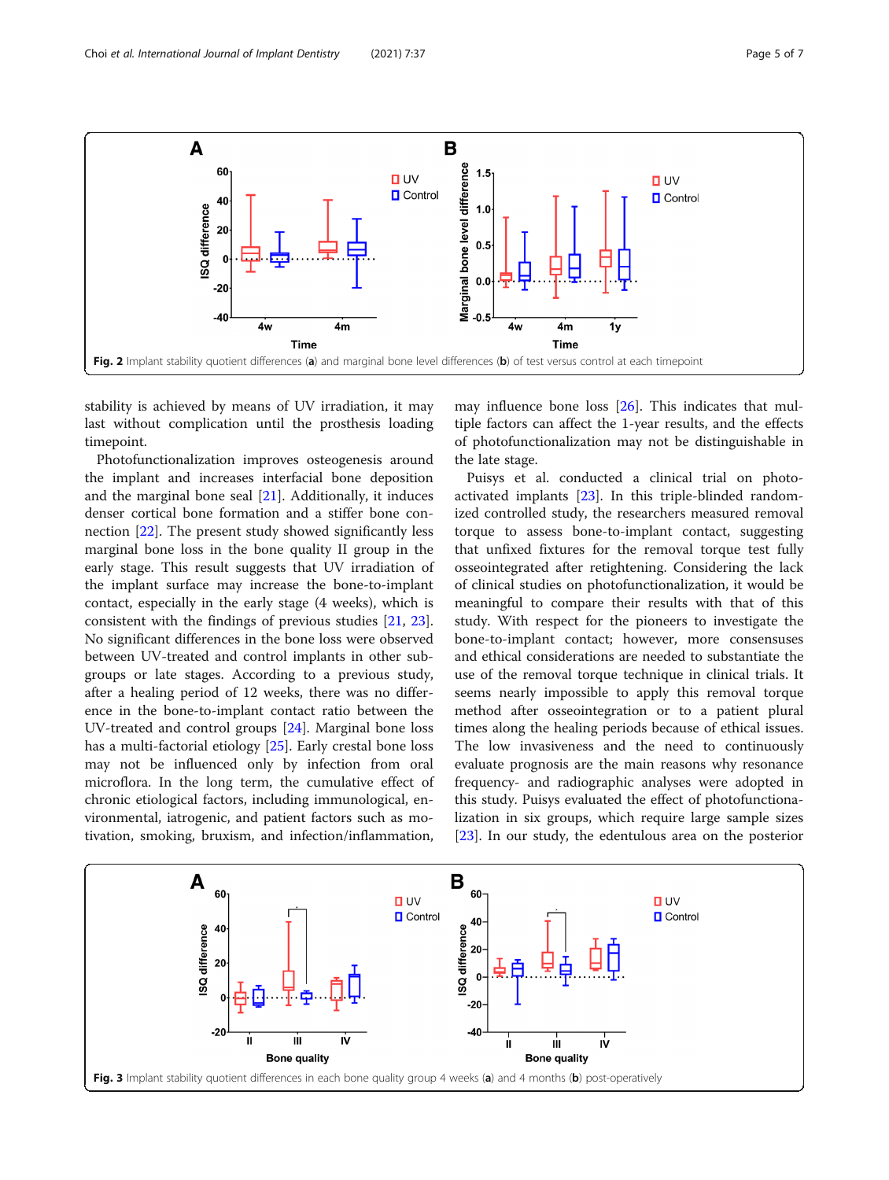Fig. 2 Implant stability quotient differences (**a**) and marginal bone level differences (**b**) of test versus control at each timepoint

stability is achieved by means of UV irradiation, it may last without complication until the prosthesis loading timepoint.

Photofunctionalization improves osteogenesis around the implant and increases interfacial bone deposition and the marginal bone seal [21]. Additionally, it induces denser cortical bone formation and a stiffer bone connection [22]. The present study showed significantly less marginal bone loss in the bone quality II group in the early stage. This result suggests that UV irradiation of the implant surface may increase the bone-to-implant contact, especially in the early stage (4 weeks), which is consistent with the findings of previous studies [21, 23]. No significant differences in the bone loss were observed between UV-treated and control implants in other subgroups or late stages. According to a previous study, after a healing period of 12 weeks, there was no difference in the bone-to-implant contact ratio between the UV-treated and control groups [24]. Marginal bone loss has a multi-factorial etiology [25]. Early crestal bone loss may not be influenced only by infection from oral microflora. In the long term, the cumulative effect of chronic etiological factors, including immunological, environmental, iatrogenic, and patient factors such as motivation, smoking, bruxism, and infection/inflammation, may influence bone loss [26]. This indicates that multiple factors can affect the 1-year results, and the effects of photofunctionalization may not be distinguishable in the late stage.

Puisys et al. conducted a clinical trial on photoactivated implants [23]. In this triple-blinded randomized controlled study, the researchers measured removal torque to assess bone-to-implant contact, suggesting that unfixed fixtures for the removal torque test fully osseointegrated after retightening. Considering the lack of clinical studies on photofunctionalization, it would be meaningful to compare their results with that of this study. With respect for the pioneers to investigate the bone-to-implant contact; however, more consensuses and ethical considerations are needed to substantiate the use of the removal torque technique in clinical trials. It seems nearly impossible to apply this removal torque method after osseointegration or to a patient plural times along the healing periods because of ethical issues. The low invasiveness and the need to continuously evaluate prognosis are the main reasons why resonance frequency- and radiographic analyses were adopted in this study. Puisys evaluated the effect of photofunctionalization in six groups, which require large sample sizes [23]. In our study, the edentulous area on the posterior

Fig. 3 Implant stability quotient differences in each bone quality group 4 weeks (**a**) and 4 months (**b**) post-operatively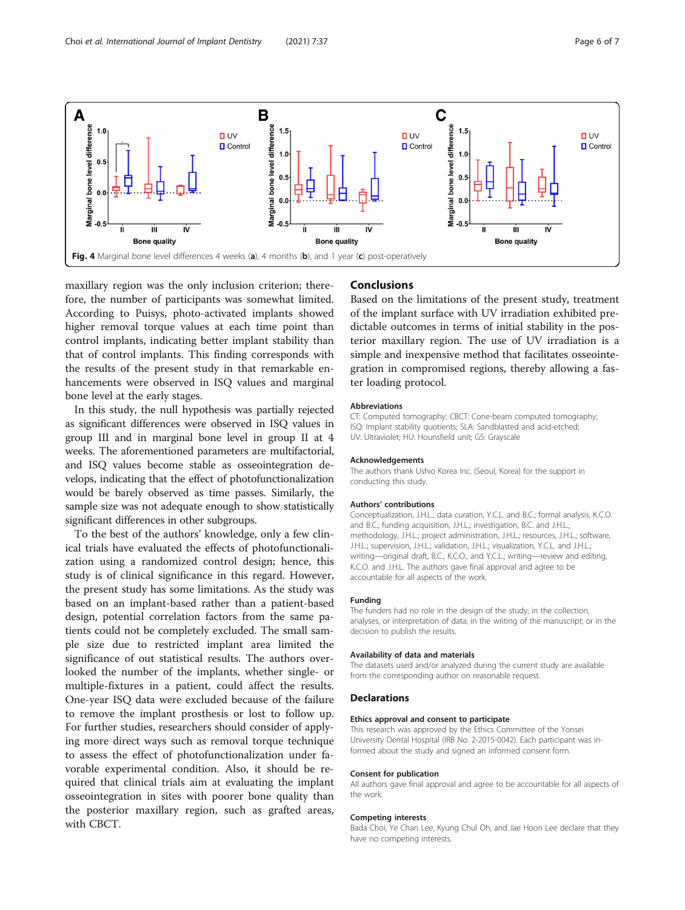Fig. 4 Marginal bone level differences 4 weeks (**a**), 4 months (**b**), and 1 year (**c**) post-operatively

maxillary region was the only inclusion criterion; therefore, the number of participants was somewhat limited. According to Puisys, photo-activated implants showed higher removal torque values at each time point than control implants, indicating better implant stability than that of control implants. This finding corresponds with the results of the present study in that remarkable enhancements were observed in ISQ values and marginal bone level at the early stages.

In this study, the null hypothesis was partially rejected as significant differences were observed in ISQ values in group III and in marginal bone level in group II at 4 weeks. The aforementioned parameters are multifactorial, and ISQ values become stable as osseointegration develops, indicating that the effect of photofunctionalization would be barely observed as time passes. Similarly, the sample size was not adequate enough to show statistically significant differences in other subgroups.

To the best of the authors' knowledge, only a few clinical trials have evaluated the effects of photofunctionalization using a randomized control design; hence, this study is of clinical significance in this regard. However, the present study has some limitations. As the study was based on an implant-based rather than a patient-based design, potential correlation factors from the same patients could not be completely excluded. The small sample size due to restricted implant area limited the significance of out statistical results. The authors overlooked the number of the implants, whether single- or multiple-fixtures in a patient, could affect the results. One-year ISQ data were excluded because of the failure to remove the implant prosthesis or lost to follow up. For further studies, researchers should consider of applying more direct ways such as removal torque technique to assess the effect of photofunctionalization under favorable experimental condition. Also, it should be required that clinical trials aim at evaluating the implant osseointegration in sites with poorer bone quality than the posterior maxillary region, such as grafted areas, with CBCT.

## Conclusions

Based on the limitations of the present study, treatment of the implant surface with UV irradiation exhibited predictable outcomes in terms of initial stability in the posterior maxillary region. The use of UV irradiation is a simple and inexpensive method that facilitates osseointegration in compromised regions, thereby allowing a faster loading protocol.

### Abbreviations

CT: Computed tomography; CBCT: Cone-beam computed tomography; ISQ: Implant stability quotients; SLA: Sandblasted and acid-etched; UV: Ultraviolet; HU: Hounsfield unit; GS: Grayscale

### Acknowledgements

The authors thank Ushio Korea Inc. (Seoul, Korea) for the support in conducting this study.

### Authors' contributions

Conceptualization, J.H.L.; data curation, Y.C.L. and B.C.; formal analysis, K.C.O. and B.C.; funding acquisition, J.H.L.; investigation, B.C. and J.H.L.; methodology, J.H.L.; project administration, J.H.L.; resources, J.H.L.; software, J.H.L.; supervision, J.H.L.; validation, J.H.L.; visualization, Y.C.L. and J.H.L.; writing—original draft, B.C., K.C.O., and Y.C.L.; writing—review and editing, K.C.O. and J.H.L. The authors gave final approval and agree to be accountable for all aspects of the work.

### Funding

The funders had no role in the design of the study; in the collection, analyses, or interpretation of data; in the writing of the manuscript; or in the decision to publish the results.

### Availability of data and materials

The datasets used and/or analyzed during the current study are available from the corresponding author on reasonable request.

## Declarations

### Ethics approval and consent to participate

This research was approved by the Ethics Committee of the Yonsei University Dental Hospital (IRB No. 2-2015-0042). Each participant was informed about the study and signed an informed consent form.

### Consent for publication

All authors gave final approval and agree to be accountable for all aspects of the work.

### Competing interests

Bada Choi, Ye Chan Lee, Kyung Chul Oh, and Jae Hoon Lee declare that they have no competing interests.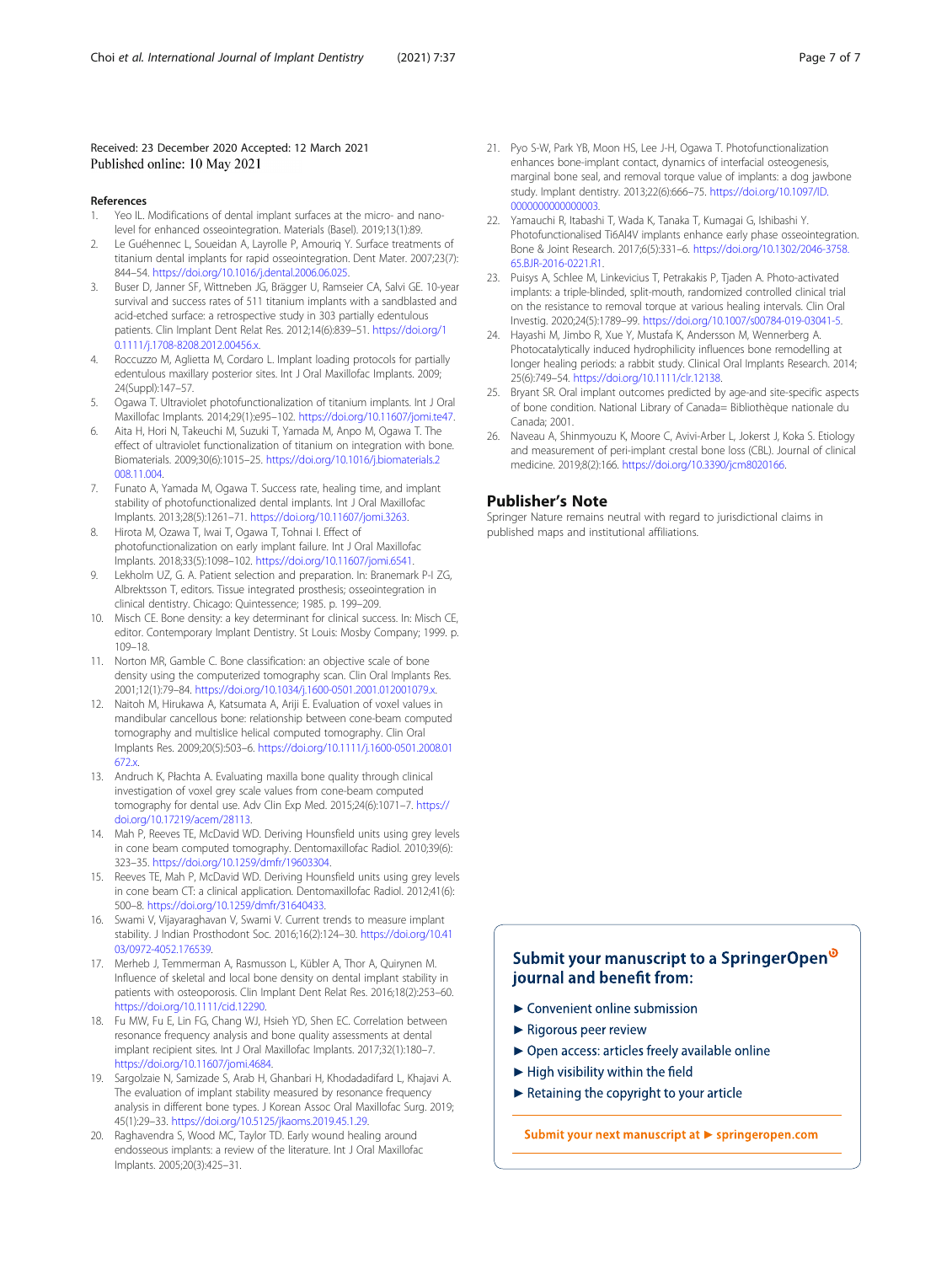Received: 23 December 2020 Accepted: 12 March 2021
Published online: 10 May 2021

### References

1. Yeo IL. Modifications of dental implant surfaces at the micro- and nano-level for enhanced osseointegration. Materials (Basel). 2019;13(1):89.
2. Le Guéhennec L, Soueidan A, Layrolle P, Amouriq Y. Surface treatments of titanium dental implants for rapid osseointegration. Dent Mater. 2007;23(7): 844–54. https://doi.org/10.1016/j.dental.2006.06.025.
3. Buser D, Janner SF, Wittneben JG, Brägger U, Ramseier CA, Salvi GE. 10-year survival and success rates of 511 titanium implants with a sandblasted and acid-etched surface: a retrospective study in 303 partially edentulous patients. Clin Implant Dent Relat Res. 2012;14(6):839–51. https://doi.org/10.1111/j.1708-8208.2012.00456.x.
4. Roccuzzo M, Aglietta M, Cordaro L. Implant loading protocols for partially edentulous maxillary posterior sites. Int J Oral Maxillofac Implants. 2009; 24(Suppl):147–57.
5. Ogawa T. Ultraviolet photofunctionalization of titanium implants. Int J Oral Maxillofac Implants. 2014;29(1):e95–102. https://doi.org/10.11607/jomi.te47.
6. Aita H, Hori N, Takeuchi M, Suzuki T, Yamada M, Anpo M, Ogawa T. The effect of ultraviolet functionalization of titanium on integration with bone. Biomaterials. 2009;30(6):1015–25. https://doi.org/10.1016/j.biomaterials.2008.11.004.
7. Funato A, Yamada M, Ogawa T. Success rate, healing time, and implant stability of photofunctionalized dental implants. Int J Oral Maxillofac Implants. 2013;28(5):1261–71. https://doi.org/10.11607/jomi.3263.
8. Hirota M, Ozawa T, Iwai T, Ogawa T, Tohnai I. Effect of photofunctionalization on early implant failure. Int J Oral Maxillofac Implants. 2018;33(5):1098–102. https://doi.org/10.11607/jomi.6541.
9. Lekholm UZ, G. A. Patient selection and preparation. In: Branemark P-I ZG, Albrektsson T, editors. Tissue integrated prosthesis; osseointegration in clinical dentistry. Chicago: Quintessence; 1985. p. 199–209.
10. Misch CE. Bone density: a key determinant for clinical success. In: Misch CE, editor. Contemporary Implant Dentistry. St Louis: Mosby Company; 1999. p. 109–18.
11. Norton MR, Gamble C. Bone classification: an objective scale of bone density using the computerized tomography scan. Clin Oral Implants Res. 2001;12(1):79–84. https://doi.org/10.1034/j.1600-0501.2001.012001079.x.
12. Naitoh M, Hirukawa A, Katsumata A, Ariji E. Evaluation of voxel values in mandibular cancellous bone: relationship between cone-beam computed tomography and multislice helical computed tomography. Clin Oral Implants Res. 2009;20(5):503–6. https://doi.org/10.1111/j.1600-0501.2008.01672.x.
13. Andruch K, Płachta A. Evaluating maxilla bone quality through clinical investigation of voxel grey scale values from cone-beam computed tomography for dental use. Adv Clin Exp Med. 2015;24(6):1071–7. https://doi.org/10.17219/acem/28113.
14. Mah P, Reeves TE, McDavid WD. Deriving Hounsfield units using grey levels in cone beam computed tomography. Dentomaxillofac Radiol. 2010;39(6): 323–35. https://doi.org/10.1259/dmfr/19603304.
15. Reeves TE, Mah P, McDavid WD. Deriving Hounsfield units using grey levels in cone beam CT: a clinical application. Dentomaxillofac Radiol. 2012;41(6): 500–8. https://doi.org/10.1259/dmfr/31640433.
16. Swami V, Vijayaraghavan V, Swami V. Current trends to measure implant stability. J Indian Prosthodont Soc. 2016;16(2):124–30. https://doi.org/10.4103/0972-4052.176539.
17. Merheb J, Temmerman A, Rasmusson L, Kübler A, Thor A, Quirynen M. Influence of skeletal and local bone density on dental implant stability in patients with osteoporosis. Clin Implant Dent Relat Res. 2016;18(2):253–60. https://doi.org/10.1111/cid.12290.
18. Fu MW, Fu E, Lin FG, Chang WJ, Hsieh YD, Shen EC. Correlation between resonance frequency analysis and bone quality assessments at dental implant recipient sites. Int J Oral Maxillofac Implants. 2017;32(1):180–7. https://doi.org/10.11607/jomi.4684.
19. Sargolzaie N, Samizade S, Arab H, Ghanbari H, Khodadadifard L, Khajavi A. The evaluation of implant stability measured by resonance frequency analysis in different bone types. J Korean Assoc Oral Maxillofac Surg. 2019; 45(1):29–33. https://doi.org/10.5125/jkaoms.2019.45.1.29.
20. Raghavendra S, Wood MC, Taylor TD. Early wound healing around endosseous implants: a review of the literature. Int J Oral Maxillofac Implants. 2005;20(3):425–31.
21. Pyo S-W, Park YB, Moon HS, Lee J-H, Ogawa T. Photofunctionalization enhances bone-implant contact, dynamics of interfacial osteogenesis, marginal bone seal, and removal torque value of implants: a dog jawbone study. Implant dentistry. 2013;22(6):666–75. https://doi.org/10.1097/ID.0000000000000003.
22. Yamauchi R, Itabashi T, Wada K, Tanaka T, Kumagai G, Ishibashi Y. Photofunctionalised Ti6Al4V implants enhance early phase osseointegration. Bone & Joint Research. 2017;6(5):331–6. https://doi.org/10.1302/2046-3758.65.BJR-2016-0221.R1.
23. Puisys A, Schlee M, Linkevicius T, Petrakakis P, Tjaden A. Photo-activated implants: a triple-blinded, split-mouth, randomized controlled clinical trial on the resistance to removal torque at various healing intervals. Clin Oral Investig. 2020;24(5):1789–99. https://doi.org/10.1007/s00784-019-03041-5.
24. Hayashi M, Jimbo R, Xue Y, Mustafa K, Andersson M, Wennerberg A. Photocatalytically induced hydrophilicity influences bone remodelling at longer healing periods: a rabbit study. Clinical Oral Implants Research. 2014; 25(6):749–54. https://doi.org/10.1111/clr.12138.
25. Bryant SR. Oral implant outcomes predicted by age-and site-specific aspects of bone condition. National Library of Canada= Bibliothèque nationale du Canada; 2001.
26. Naveau A, Shinmyouzu K, Moore C, Avivi-Arber L, Jokerst J, Koka S. Etiology and measurement of peri-implant crestal bone loss (CBL). Journal of clinical medicine. 2019;8(2):166. https://doi.org/10.3390/jcm8020166.

## Publisher's Note

Springer Nature remains neutral with regard to jurisdictional claims in published maps and institutional affiliations.

**Submit your manuscript to a SpringerOpen journal and benefit from:**

- Convenient online submission
- Rigorous peer review
- Open access: articles freely available online
- High visibility within the field
- Retaining the copyright to your article

**Submit your next manuscript at ▶ springeropen.com**